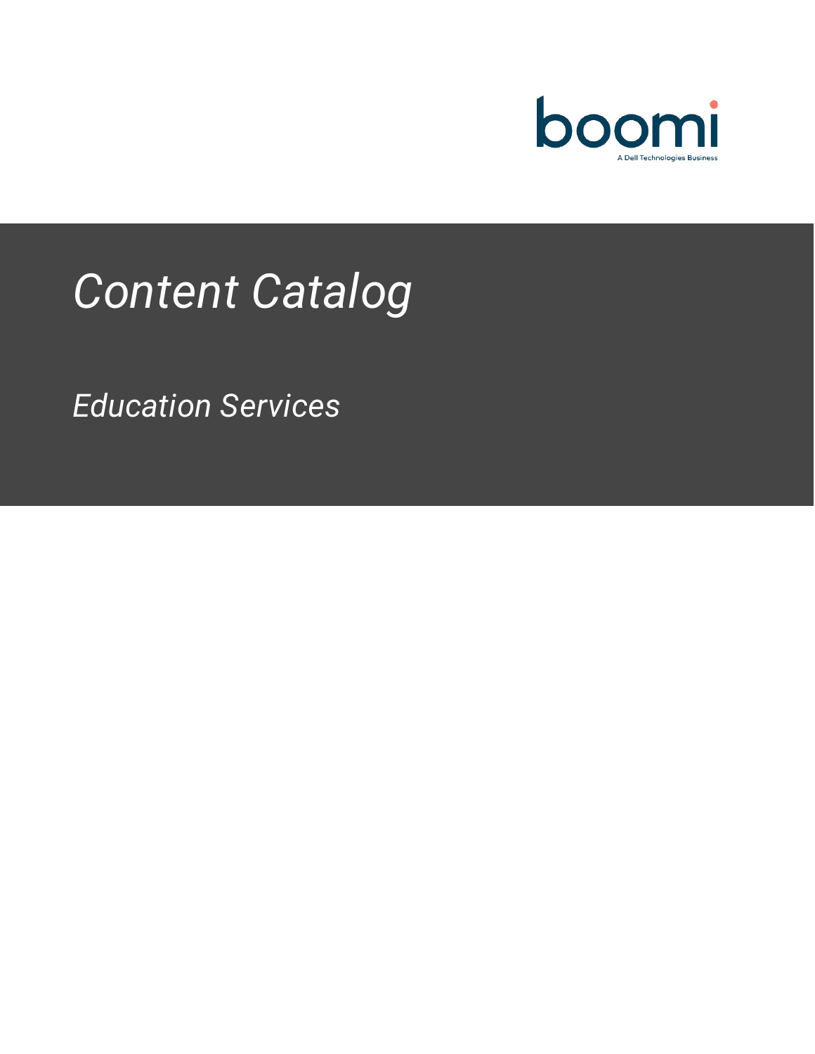boomi

A Dell Technologies Business

# *Content Catalog*

## *Education Services*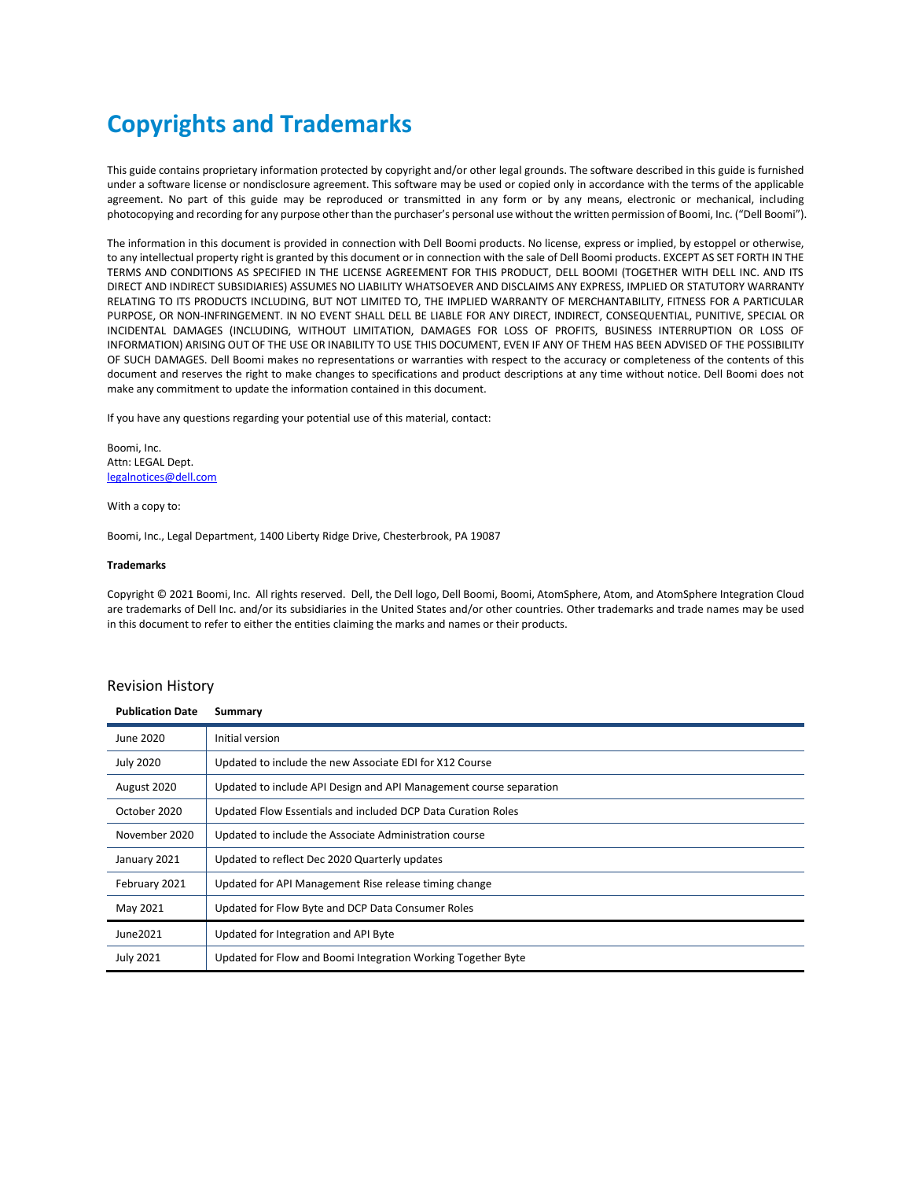# Copyrights and Trademarks

This guide contains proprietary information protected by copyright and/or other legal grounds. The software described in this guide is furnished under a software license or nondisclosure agreement. This software may be used or copied only in accordance with the terms of the applicable agreement. No part of this guide may be reproduced or transmitted in any form or by any means, electronic or mechanical, including photocopying and recording for any purpose other than the purchaser's personal use without the written permission of Boomi, Inc. ("Dell Boomi").

The information in this document is provided in connection with Dell Boomi products. No license, express or implied, by estoppel or otherwise, to any intellectual property right is granted by this document or in connection with the sale of Dell Boomi products. EXCEPT AS SET FORTH IN THE TERMS AND CONDITIONS AS SPECIFIED IN THE LICENSE AGREEMENT FOR THIS PRODUCT, DELL BOOMI (TOGETHER WITH DELL INC. AND ITS DIRECT AND INDIRECT SUBSIDIARIES) ASSUMES NO LIABILITY WHATSOEVER AND DISCLAIMS ANY EXPRESS, IMPLIED OR STATUTORY WARRANTY RELATING TO ITS PRODUCTS INCLUDING, BUT NOT LIMITED TO, THE IMPLIED WARRANTY OF MERCHANTABILITY, FITNESS FOR A PARTICULAR PURPOSE, OR NON-INFRINGEMENT. IN NO EVENT SHALL DELL BE LIABLE FOR ANY DIRECT, INDIRECT, CONSEQUENTIAL, PUNITIVE, SPECIAL OR INCIDENTAL DAMAGES (INCLUDING, WITHOUT LIMITATION, DAMAGES FOR LOSS OF PROFITS, BUSINESS INTERRUPTION OR LOSS OF INFORMATION) ARISING OUT OF THE USE OR INABILITY TO USE THIS DOCUMENT, EVEN IF ANY OF THEM HAS BEEN ADVISED OF THE POSSIBILITY OF SUCH DAMAGES. Dell Boomi makes no representations or warranties with respect to the accuracy or completeness of the contents of this document and reserves the right to make changes to specifications and product descriptions at any time without notice. Dell Boomi does not make any commitment to update the information contained in this document.

If you have any questions regarding your potential use of this material, contact:

Boomi, Inc.  
Attn: LEGAL Dept.  
legalnotices@dell.com

With a copy to:

Boomi, Inc., Legal Department, 1400 Liberty Ridge Drive, Chesterbrook, PA 19087

**Trademarks**

Copyright © 2021 Boomi, Inc. All rights reserved. Dell, the Dell logo, Dell Boomi, Boomi, AtomSphere, Atom, and AtomSphere Integration Cloud are trademarks of Dell Inc. and/or its subsidiaries in the United States and/or other countries. Other trademarks and trade names may be used in this document to refer to either the entities claiming the marks and names or their products.

## Revision History

| Publication Date | Summary |
|---|---|
| June 2020 | Initial version |
| July 2020 | Updated to include the new Associate EDI for X12 Course |
| August 2020 | Updated to include API Design and API Management course separation |
| October 2020 | Updated Flow Essentials and included DCP Data Curation Roles |
| November 2020 | Updated to include the Associate Administration course |
| January 2021 | Updated to reflect Dec 2020 Quarterly updates |
| February 2021 | Updated for API Management Rise release timing change |
| May 2021 | Updated for Flow Byte and DCP Data Consumer Roles |
| June2021 | Updated for Integration and API Byte |
| July 2021 | Updated for Flow and Boomi Integration Working Together Byte |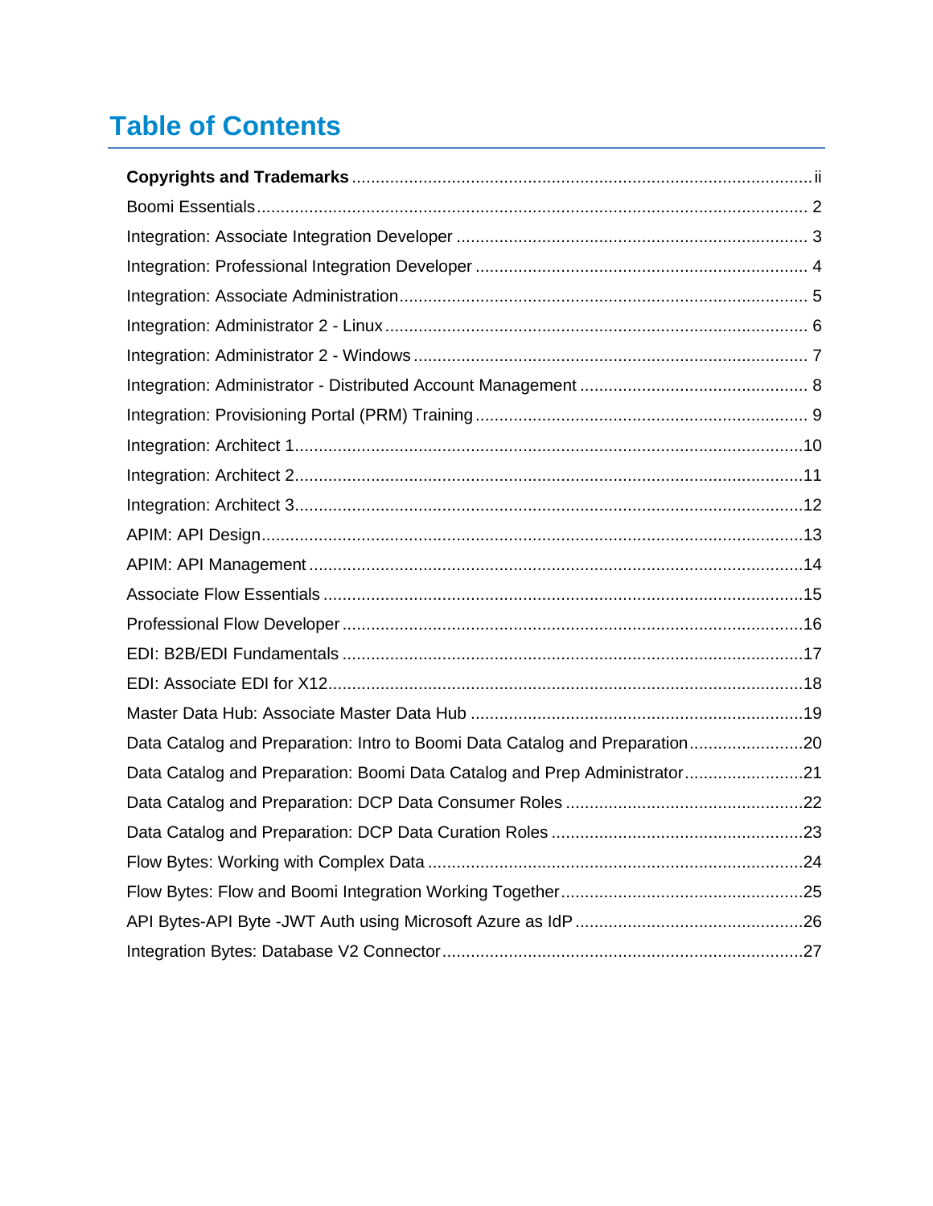# Table of Contents

| | |
|---|---|
| **Copyrights and Trademarks** | ii |
| Boomi Essentials | 2 |
| Integration: Associate Integration Developer | 3 |
| Integration: Professional Integration Developer | 4 |
| Integration: Associate Administration | 5 |
| Integration: Administrator 2 - Linux | 6 |
| Integration: Administrator 2 - Windows | 7 |
| Integration: Administrator - Distributed Account Management | 8 |
| Integration: Provisioning Portal (PRM) Training | 9 |
| Integration: Architect 1 | 10 |
| Integration: Architect 2 | 11 |
| Integration: Architect 3 | 12 |
| APIM: API Design | 13 |
| APIM: API Management | 14 |
| Associate Flow Essentials | 15 |
| Professional Flow Developer | 16 |
| EDI: B2B/EDI Fundamentals | 17 |
| EDI: Associate EDI for X12 | 18 |
| Master Data Hub: Associate Master Data Hub | 19 |
| Data Catalog and Preparation: Intro to Boomi Data Catalog and Preparation | 20 |
| Data Catalog and Preparation: Boomi Data Catalog and Prep Administrator | 21 |
| Data Catalog and Preparation: DCP Data Consumer Roles | 22 |
| Data Catalog and Preparation: DCP Data Curation Roles | 23 |
| Flow Bytes: Working with Complex Data | 24 |
| Flow Bytes: Flow and Boomi Integration Working Together | 25 |
| API Bytes-API Byte -JWT Auth using Microsoft Azure as IdP | 26 |
| Integration Bytes: Database V2 Connector | 27 |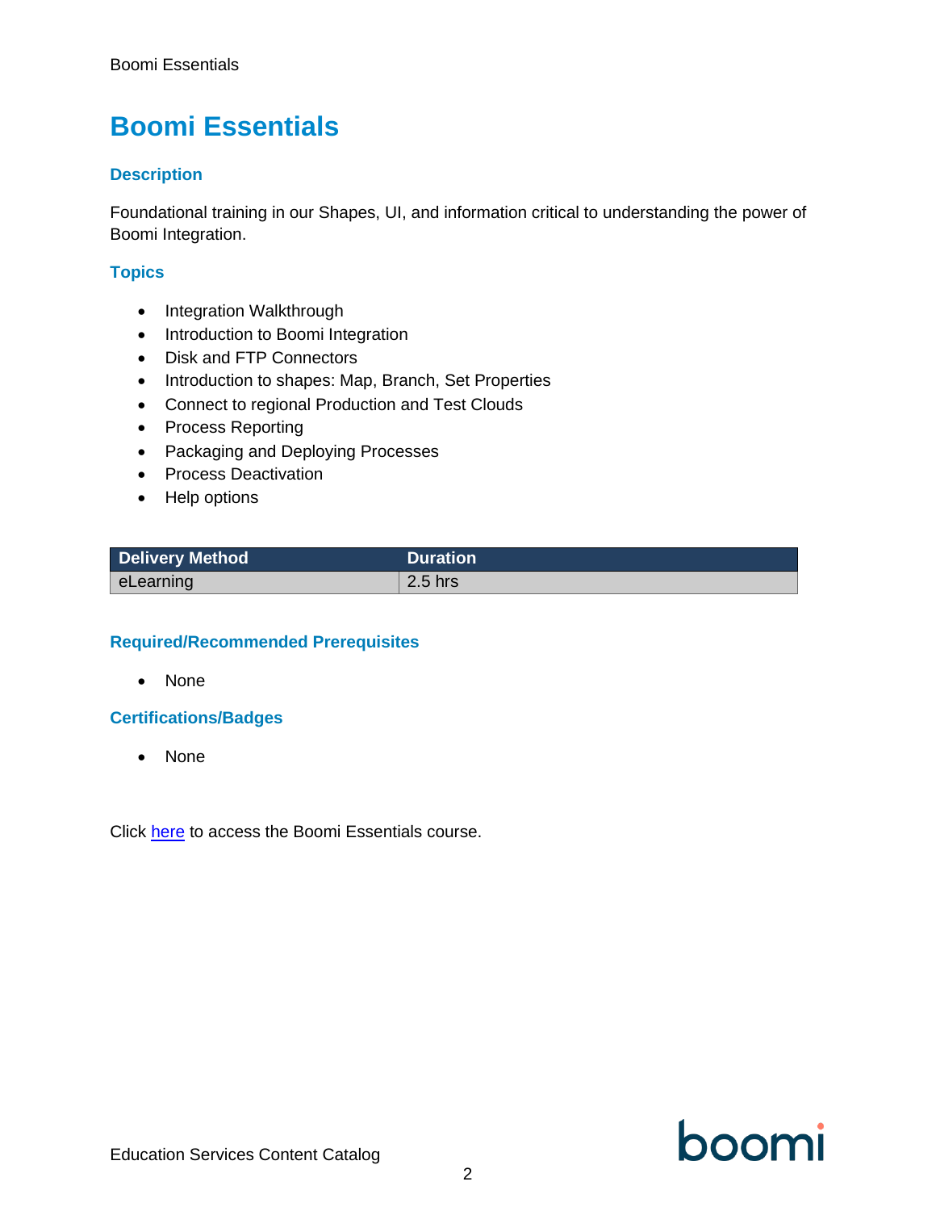# Boomi Essentials

### Description

Foundational training in our Shapes, UI, and information critical to understanding the power of Boomi Integration.

### Topics

- Integration Walkthrough
- Introduction to Boomi Integration
- Disk and FTP Connectors
- Introduction to shapes: Map, Branch, Set Properties
- Connect to regional Production and Test Clouds
- Process Reporting
- Packaging and Deploying Processes
- Process Deactivation
- Help options

| Delivery Method | Duration |
|---|---|
| eLearning | 2.5 hrs |

### Required/Recommended Prerequisites

- None

### Certifications/Badges

- None

Click here to access the Boomi Essentials course.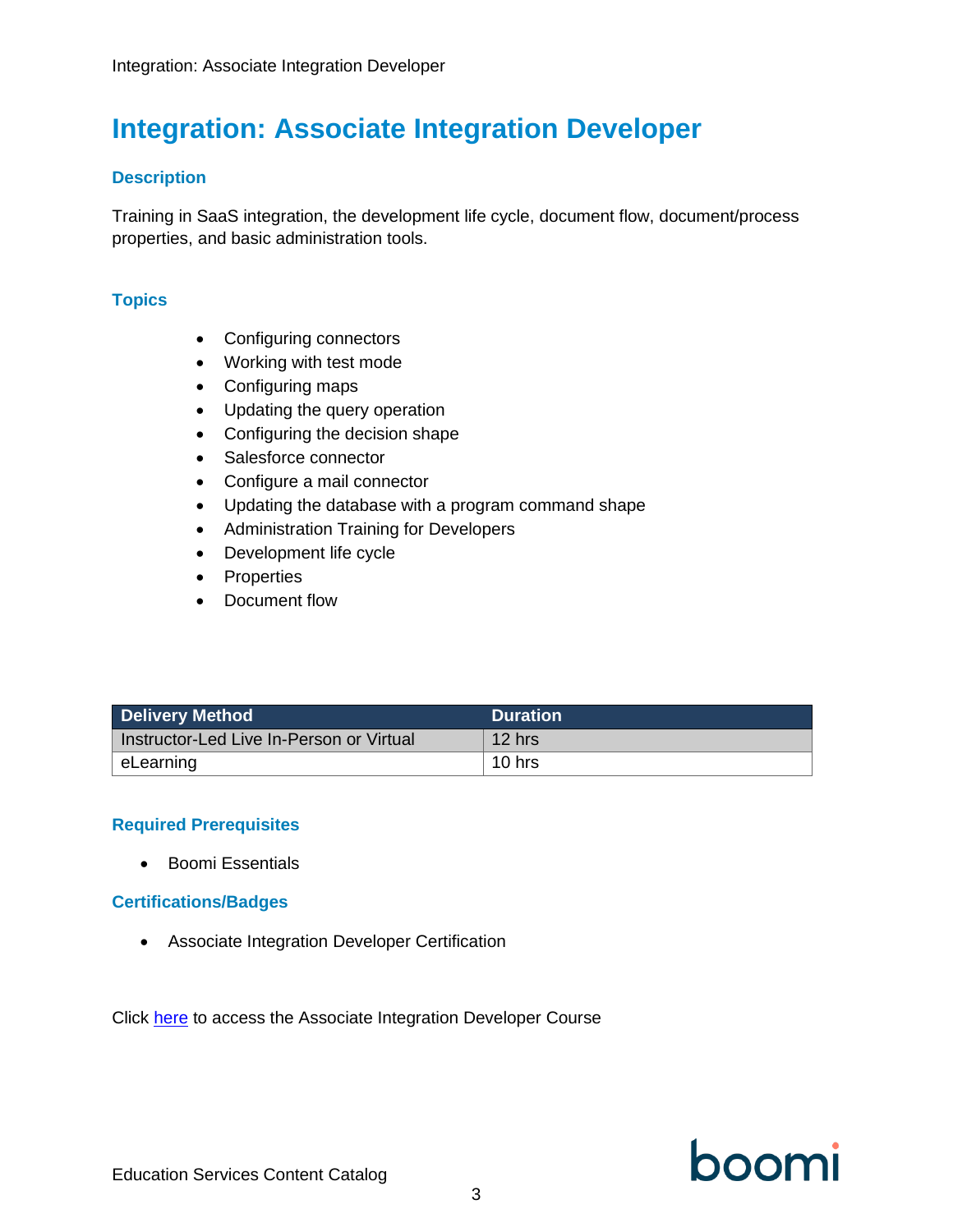# Integration: Associate Integration Developer

## Description

Training in SaaS integration, the development life cycle, document flow, document/process properties, and basic administration tools.

## Topics

- Configuring connectors
- Working with test mode
- Configuring maps
- Updating the query operation
- Configuring the decision shape
- Salesforce connector
- Configure a mail connector
- Updating the database with a program command shape
- Administration Training for Developers
- Development life cycle
- Properties
- Document flow

| Delivery Method | Duration |
| --- | --- |
| Instructor-Led Live In-Person or Virtual | 12 hrs |
| eLearning | 10 hrs |

## Required Prerequisites

- Boomi Essentials

## Certifications/Badges

- Associate Integration Developer Certification

Click here to access the Associate Integration Developer Course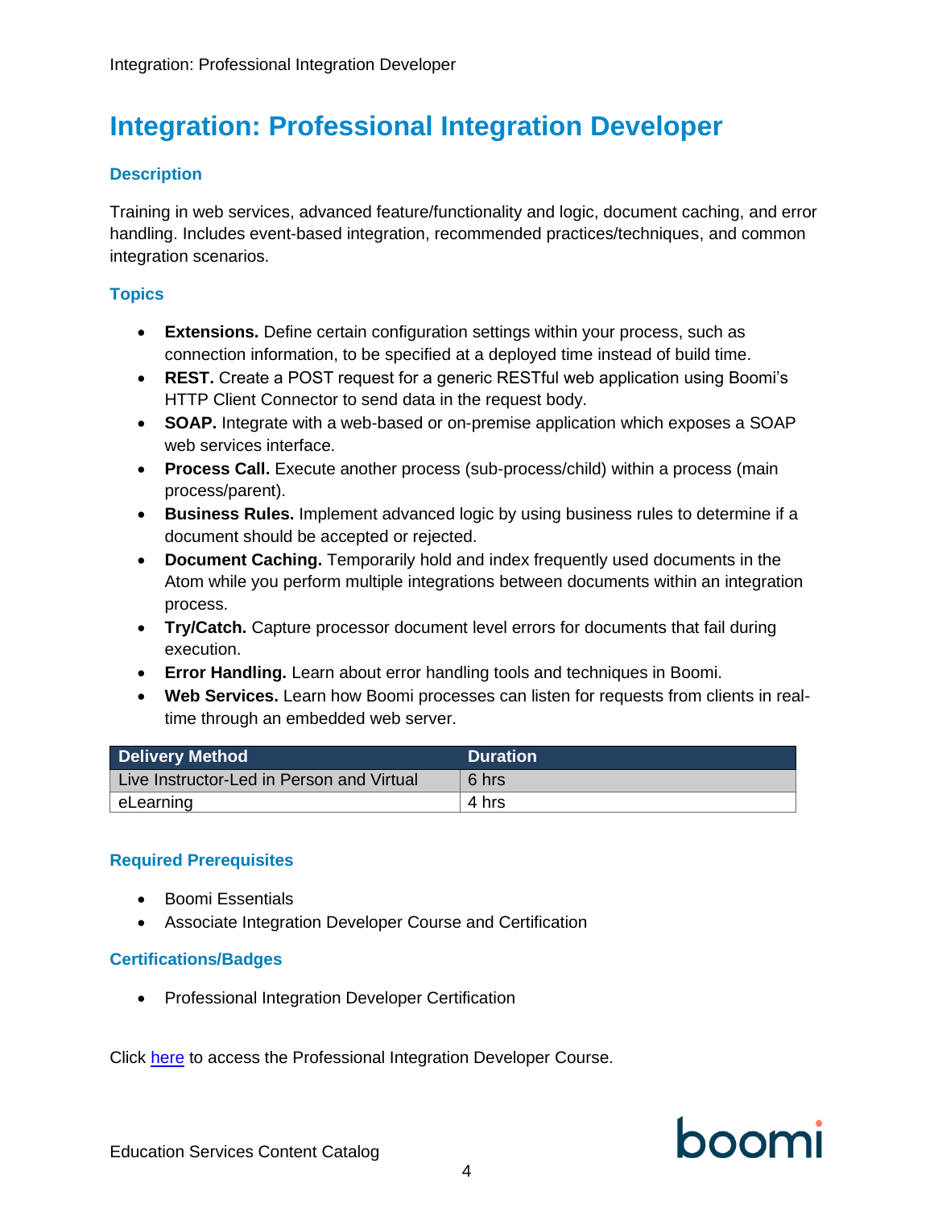# Integration: Professional Integration Developer

## Description

Training in web services, advanced feature/functionality and logic, document caching, and error handling. Includes event-based integration, recommended practices/techniques, and common integration scenarios.

## Topics

- **Extensions.** Define certain configuration settings within your process, such as connection information, to be specified at a deployed time instead of build time.
- **REST.** Create a POST request for a generic RESTful web application using Boomi's HTTP Client Connector to send data in the request body.
- **SOAP.** Integrate with a web-based or on-premise application which exposes a SOAP web services interface.
- **Process Call.** Execute another process (sub-process/child) within a process (main process/parent).
- **Business Rules.** Implement advanced logic by using business rules to determine if a document should be accepted or rejected.
- **Document Caching.** Temporarily hold and index frequently used documents in the Atom while you perform multiple integrations between documents within an integration process.
- **Try/Catch.** Capture processor document level errors for documents that fail during execution.
- **Error Handling.** Learn about error handling tools and techniques in Boomi.
- **Web Services.** Learn how Boomi processes can listen for requests from clients in real-time through an embedded web server.

| Delivery Method | Duration |
| --- | --- |
| Live Instructor-Led in Person and Virtual | 6 hrs |
| eLearning | 4 hrs |

## Required Prerequisites

- Boomi Essentials
- Associate Integration Developer Course and Certification

## Certifications/Badges

- Professional Integration Developer Certification

Click here to access the Professional Integration Developer Course.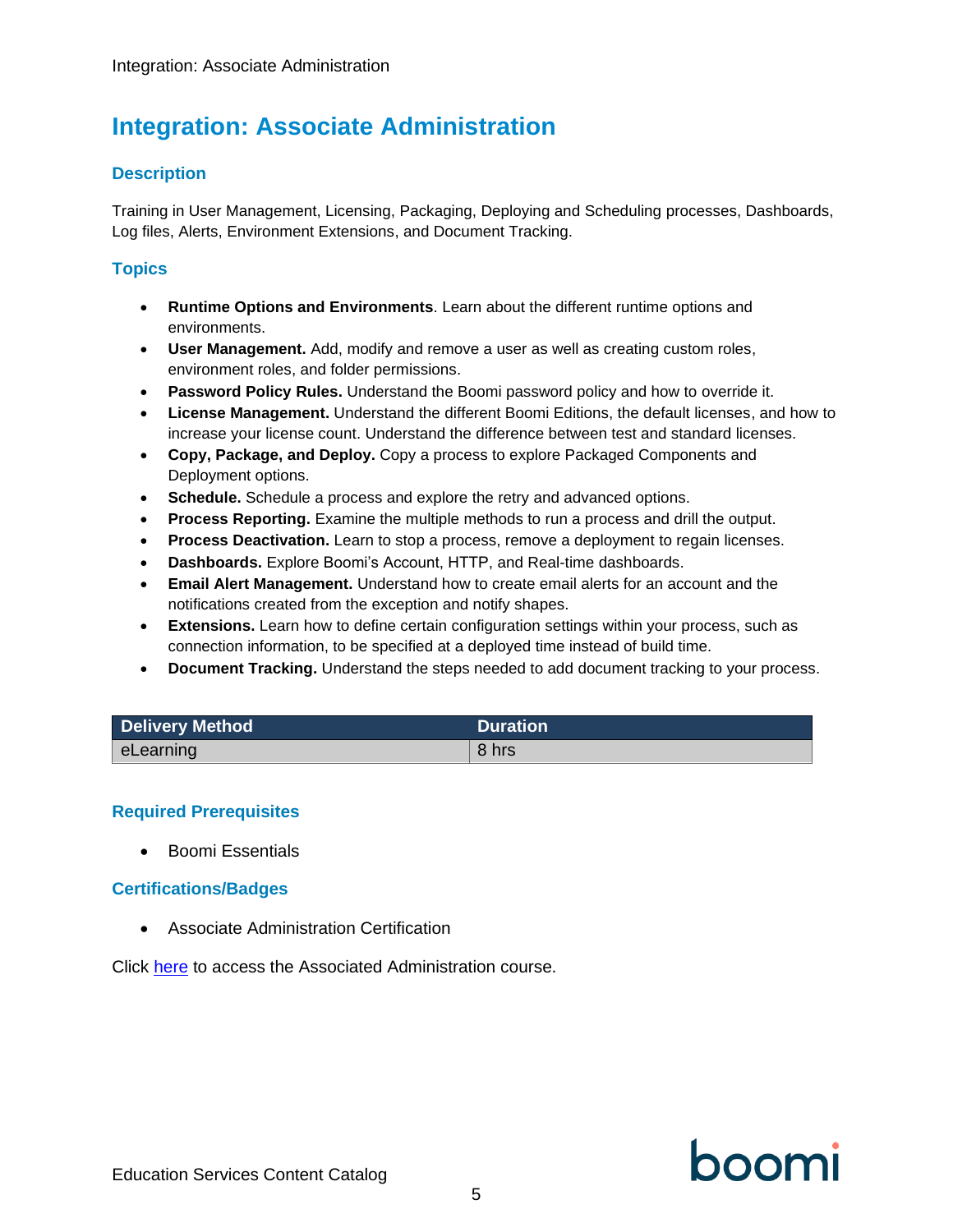# Integration: Associate Administration

## Description

Training in User Management, Licensing, Packaging, Deploying and Scheduling processes, Dashboards, Log files, Alerts, Environment Extensions, and Document Tracking.

## Topics

- **Runtime Options and Environments**. Learn about the different runtime options and environments.
- **User Management.** Add, modify and remove a user as well as creating custom roles, environment roles, and folder permissions.
- **Password Policy Rules.** Understand the Boomi password policy and how to override it.
- **License Management.** Understand the different Boomi Editions, the default licenses, and how to increase your license count. Understand the difference between test and standard licenses.
- **Copy, Package, and Deploy.** Copy a process to explore Packaged Components and Deployment options.
- **Schedule.** Schedule a process and explore the retry and advanced options.
- **Process Reporting.** Examine the multiple methods to run a process and drill the output.
- **Process Deactivation.** Learn to stop a process, remove a deployment to regain licenses.
- **Dashboards.** Explore Boomi's Account, HTTP, and Real-time dashboards.
- **Email Alert Management.** Understand how to create email alerts for an account and the notifications created from the exception and notify shapes.
- **Extensions.** Learn how to define certain configuration settings within your process, such as connection information, to be specified at a deployed time instead of build time.
- **Document Tracking.** Understand the steps needed to add document tracking to your process.

| Delivery Method | Duration |
|---|---|
| eLearning | 8 hrs |

## Required Prerequisites

- Boomi Essentials

## Certifications/Badges

- Associate Administration Certification

Click here to access the Associated Administration course.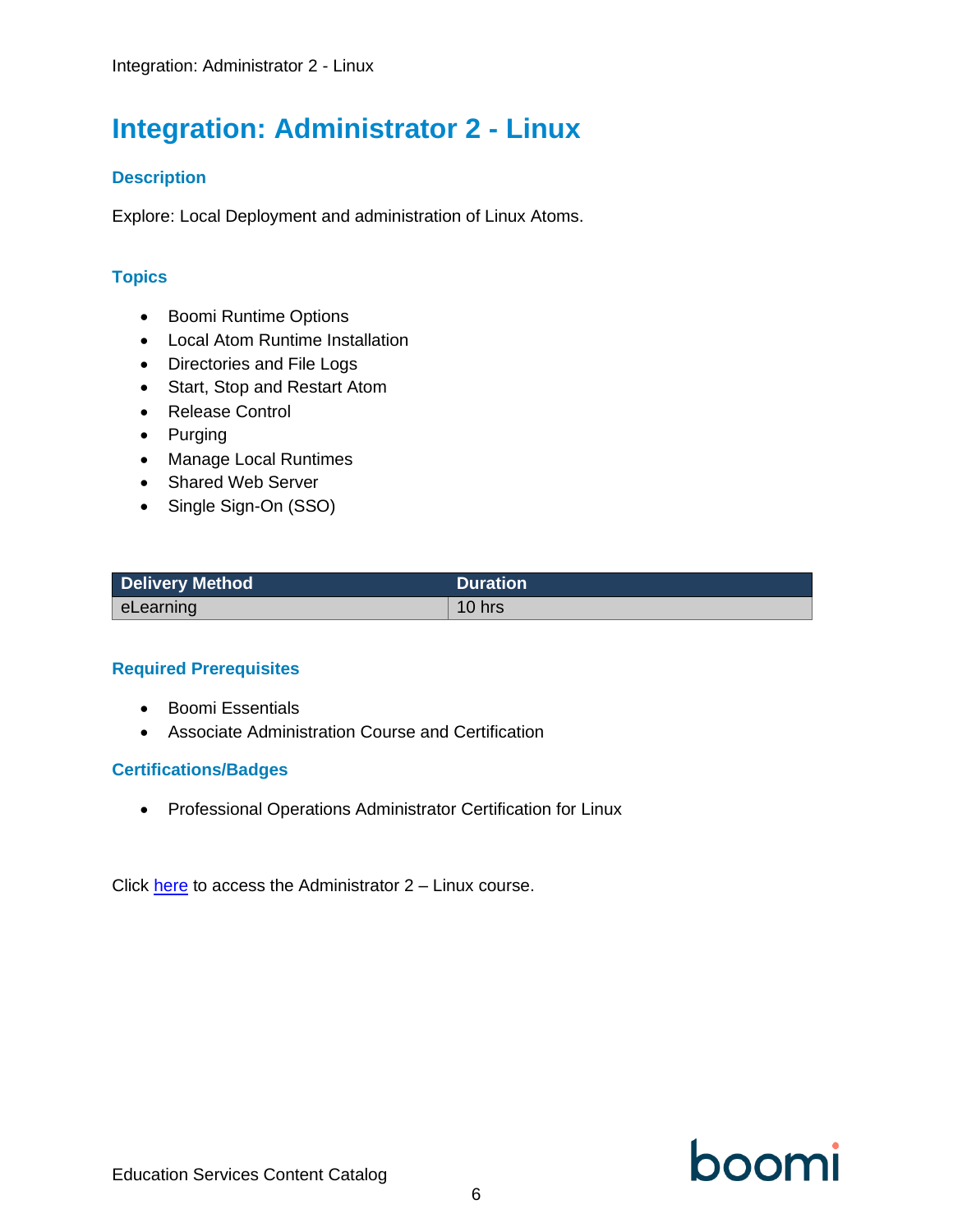# Integration: Administrator 2 - Linux

## Description

Explore: Local Deployment and administration of Linux Atoms.

## Topics

- Boomi Runtime Options
- Local Atom Runtime Installation
- Directories and File Logs
- Start, Stop and Restart Atom
- Release Control
- Purging
- Manage Local Runtimes
- Shared Web Server
- Single Sign-On (SSO)

| Delivery Method | Duration |
| --- | --- |
| eLearning | 10 hrs |

## Required Prerequisites

- Boomi Essentials
- Associate Administration Course and Certification

## Certifications/Badges

- Professional Operations Administrator Certification for Linux

Click here to access the Administrator 2 – Linux course.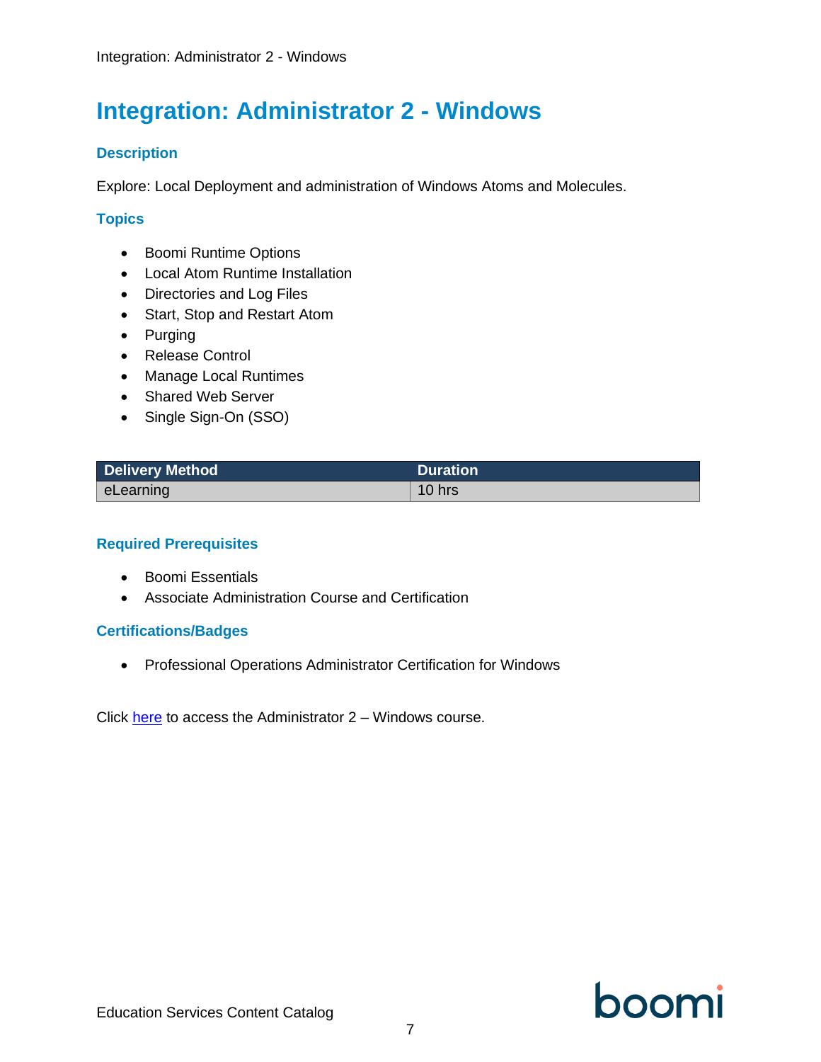# Integration: Administrator 2 - Windows

### Description

Explore: Local Deployment and administration of Windows Atoms and Molecules.

### Topics

- Boomi Runtime Options
- Local Atom Runtime Installation
- Directories and Log Files
- Start, Stop and Restart Atom
- Purging
- Release Control
- Manage Local Runtimes
- Shared Web Server
- Single Sign-On (SSO)

| Delivery Method | Duration |
| --- | --- |
| eLearning | 10 hrs |

### Required Prerequisites

- Boomi Essentials
- Associate Administration Course and Certification

### Certifications/Badges

- Professional Operations Administrator Certification for Windows

Click here to access the Administrator 2 – Windows course.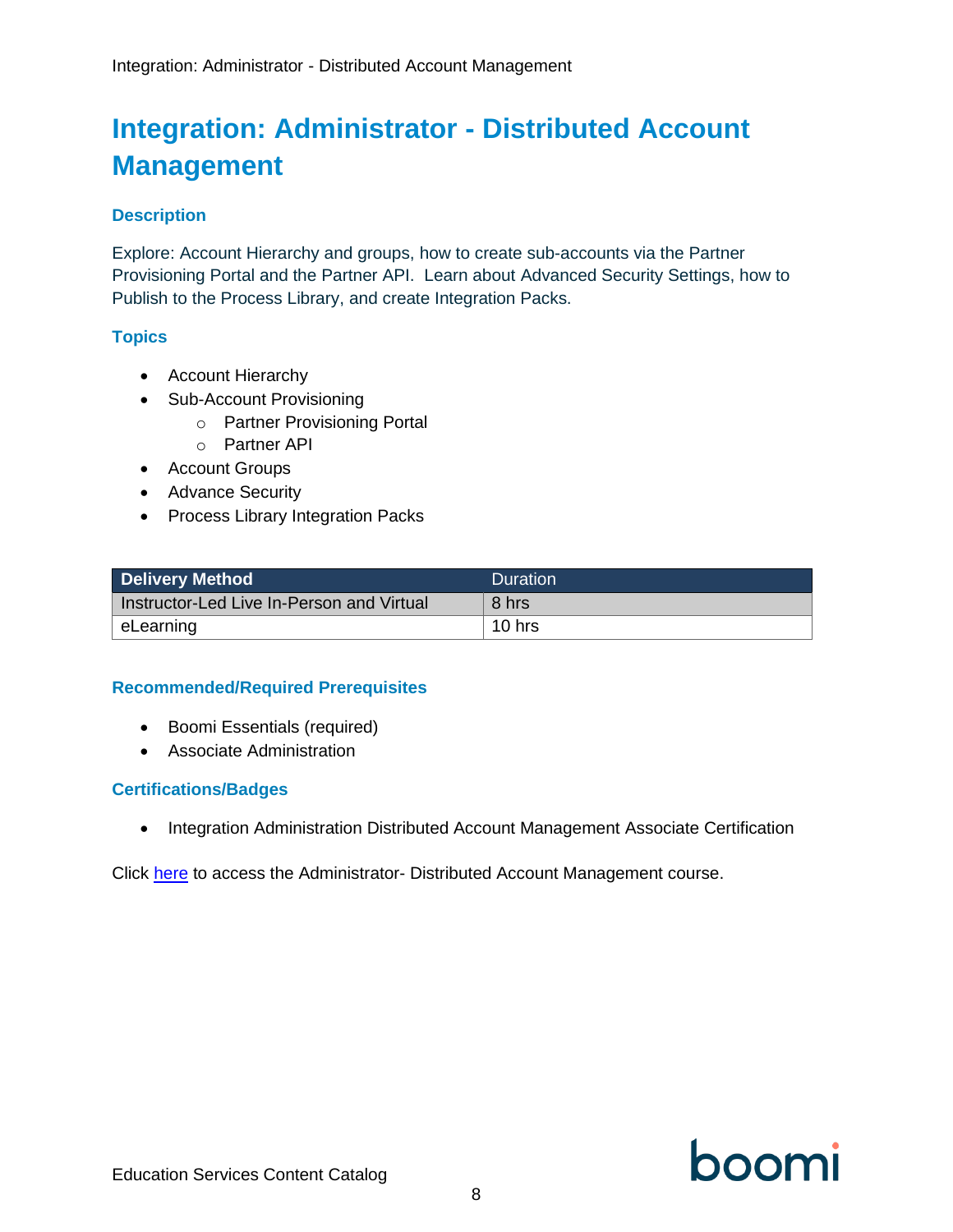# Integration: Administrator - Distributed Account Management

### Description

Explore: Account Hierarchy and groups, how to create sub-accounts via the Partner Provisioning Portal and the Partner API. Learn about Advanced Security Settings, how to Publish to the Process Library, and create Integration Packs.

### Topics

- Account Hierarchy
- Sub-Account Provisioning
  - Partner Provisioning Portal
  - Partner API
- Account Groups
- Advance Security
- Process Library Integration Packs

| **Delivery Method** | Duration |
| --- | --- |
| Instructor-Led Live In-Person and Virtual | 8 hrs |
| eLearning | 10 hrs |

### Recommended/Required Prerequisites

- Boomi Essentials (required)
- Associate Administration

### Certifications/Badges

- Integration Administration Distributed Account Management Associate Certification

Click here to access the Administrator- Distributed Account Management course.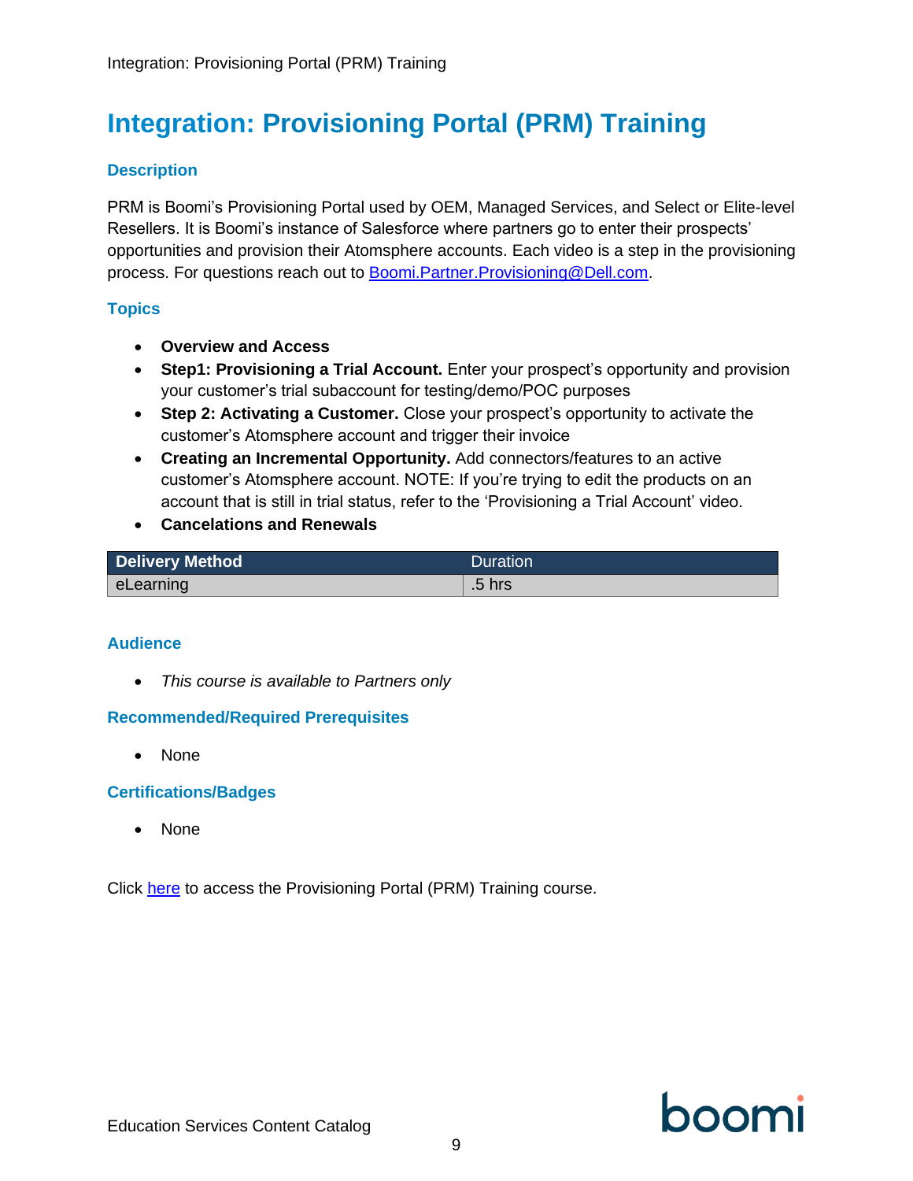# Integration: Provisioning Portal (PRM) Training

### Description

PRM is Boomi's Provisioning Portal used by OEM, Managed Services, and Select or Elite-level Resellers. It is Boomi's instance of Salesforce where partners go to enter their prospects' opportunities and provision their Atomsphere accounts. Each video is a step in the provisioning process. For questions reach out to [Boomi.Partner.Provisioning@Dell.com](mailto:Boomi.Partner.Provisioning@Dell.com).

### Topics

- **Overview and Access**
- **Step1: Provisioning a Trial Account.** Enter your prospect's opportunity and provision your customer's trial subaccount for testing/demo/POC purposes
- **Step 2: Activating a Customer.** Close your prospect's opportunity to activate the customer's Atomsphere account and trigger their invoice
- **Creating an Incremental Opportunity.** Add connectors/features to an active customer's Atomsphere account. NOTE: If you're trying to edit the products on an account that is still in trial status, refer to the 'Provisioning a Trial Account' video.
- **Cancelations and Renewals**

| Delivery Method | Duration |
| --- | --- |
| eLearning | .5 hrs |

### Audience

- *This course is available to Partners only*

### Recommended/Required Prerequisites

- None

### Certifications/Badges

- None

Click here to access the Provisioning Portal (PRM) Training course.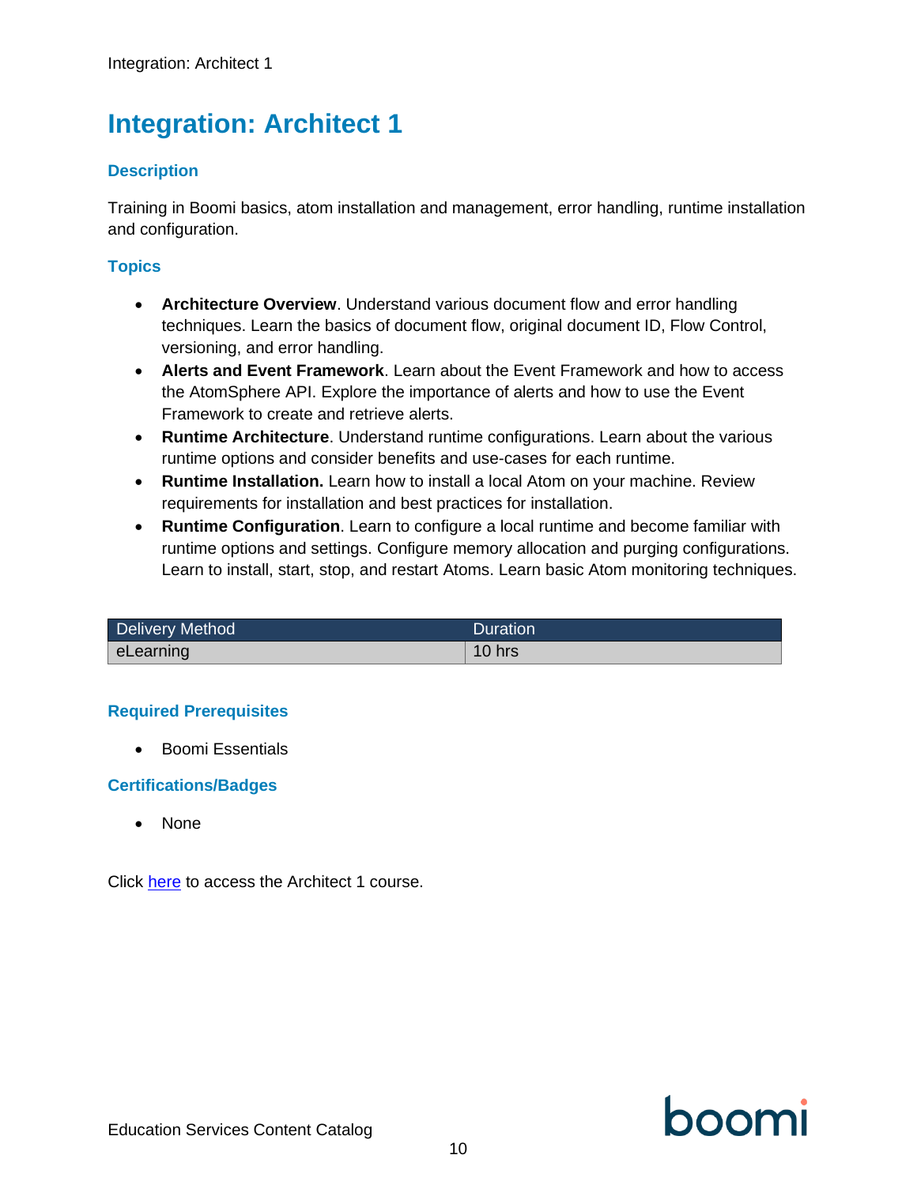# Integration: Architect 1

## Description

Training in Boomi basics, atom installation and management, error handling, runtime installation and configuration.

## Topics

- **Architecture Overview**. Understand various document flow and error handling techniques. Learn the basics of document flow, original document ID, Flow Control, versioning, and error handling.
- **Alerts and Event Framework**. Learn about the Event Framework and how to access the AtomSphere API. Explore the importance of alerts and how to use the Event Framework to create and retrieve alerts.
- **Runtime Architecture**. Understand runtime configurations. Learn about the various runtime options and consider benefits and use-cases for each runtime.
- **Runtime Installation.** Learn how to install a local Atom on your machine. Review requirements for installation and best practices for installation.
- **Runtime Configuration**. Learn to configure a local runtime and become familiar with runtime options and settings. Configure memory allocation and purging configurations. Learn to install, start, stop, and restart Atoms. Learn basic Atom monitoring techniques.

| Delivery Method | Duration |
|---|---|
| eLearning | 10 hrs |

## Required Prerequisites

- Boomi Essentials

## Certifications/Badges

- None

Click here to access the Architect 1 course.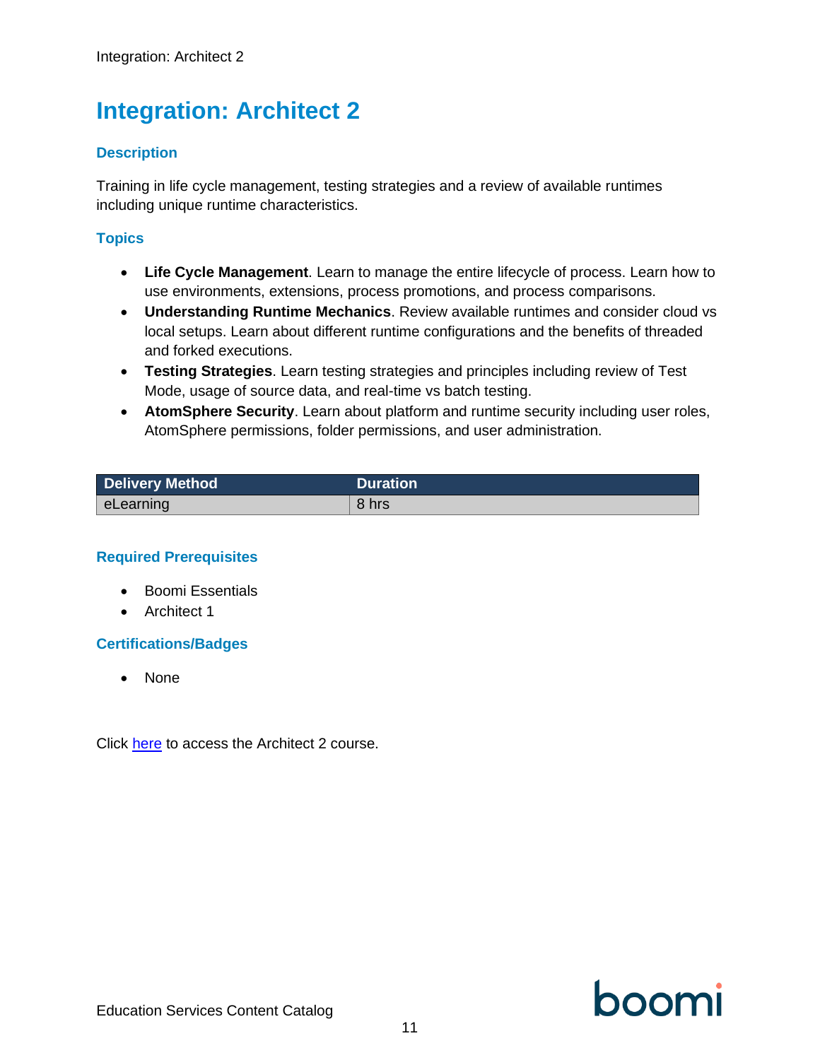# Integration: Architect 2

## Description

Training in life cycle management, testing strategies and a review of available runtimes including unique runtime characteristics.

## Topics

- **Life Cycle Management**. Learn to manage the entire lifecycle of process. Learn how to use environments, extensions, process promotions, and process comparisons.
- **Understanding Runtime Mechanics**. Review available runtimes and consider cloud vs local setups. Learn about different runtime configurations and the benefits of threaded and forked executions.
- **Testing Strategies**. Learn testing strategies and principles including review of Test Mode, usage of source data, and real-time vs batch testing.
- **AtomSphere Security**. Learn about platform and runtime security including user roles, AtomSphere permissions, folder permissions, and user administration.

| Delivery Method | Duration |
| --- | --- |
| eLearning | 8 hrs |

## Required Prerequisites

- Boomi Essentials
- Architect 1

## Certifications/Badges

- None

Click here to access the Architect 2 course.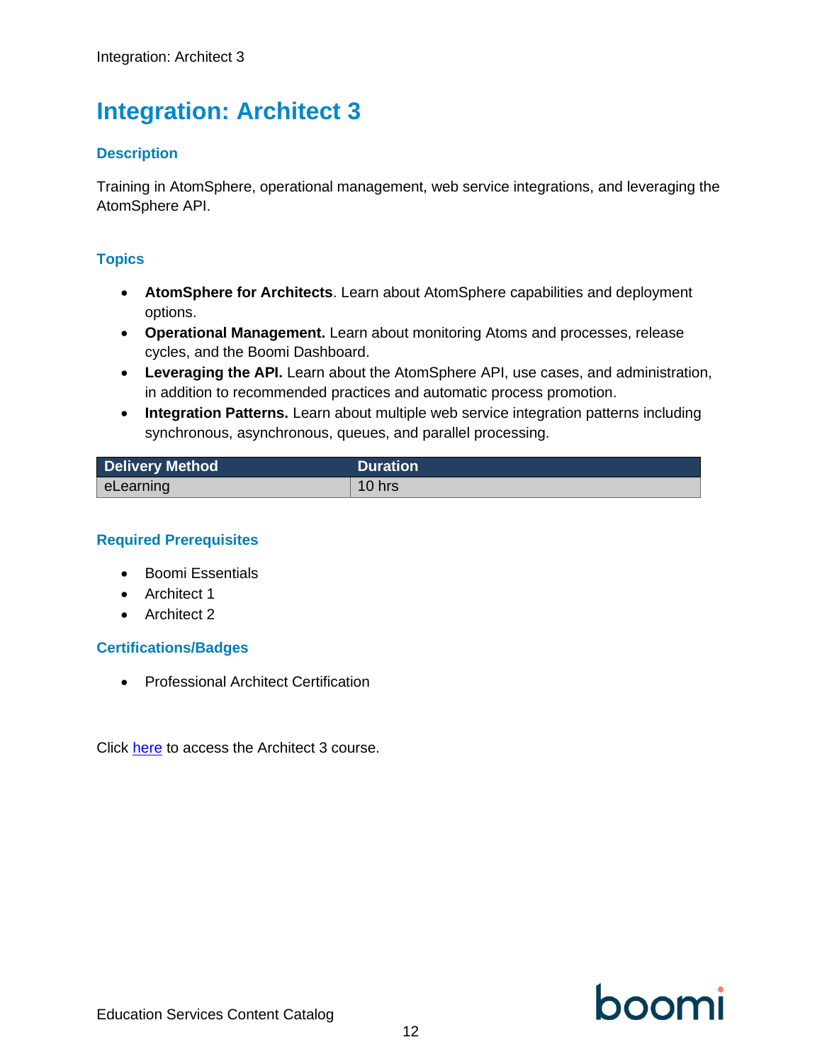# Integration: Architect 3

## Description

Training in AtomSphere, operational management, web service integrations, and leveraging the AtomSphere API.

## Topics

- **AtomSphere for Architects**. Learn about AtomSphere capabilities and deployment options.
- **Operational Management.** Learn about monitoring Atoms and processes, release cycles, and the Boomi Dashboard.
- **Leveraging the API.** Learn about the AtomSphere API, use cases, and administration, in addition to recommended practices and automatic process promotion.
- **Integration Patterns.** Learn about multiple web service integration patterns including synchronous, asynchronous, queues, and parallel processing.

| Delivery Method | Duration |
|---|---|
| eLearning | 10 hrs |

## Required Prerequisites

- Boomi Essentials
- Architect 1
- Architect 2

## Certifications/Badges

- Professional Architect Certification

Click here to access the Architect 3 course.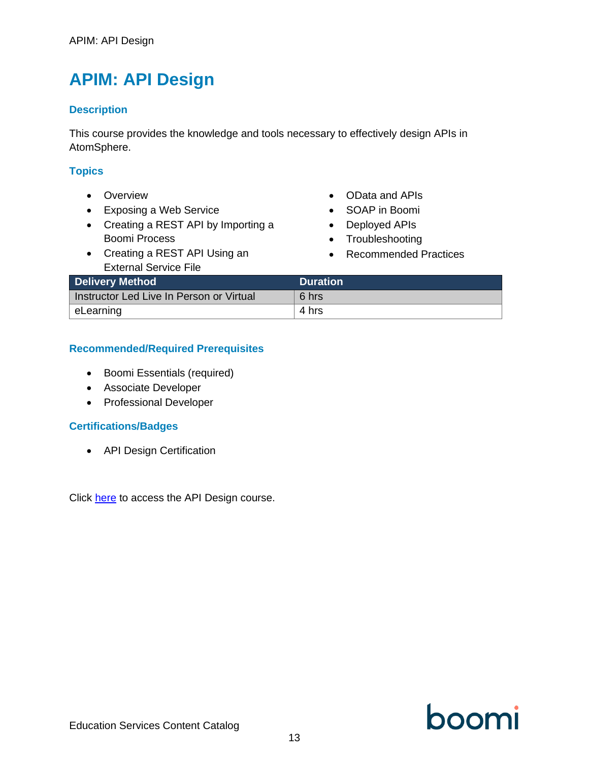# APIM: API Design

## Description

This course provides the knowledge and tools necessary to effectively design APIs in AtomSphere.

## Topics

- Overview
- Exposing a Web Service
- Creating a REST API by Importing a Boomi Process
- Creating a REST API Using an External Service File
- OData and APIs
- SOAP in Boomi
- Deployed APIs
- Troubleshooting
- Recommended Practices

| Delivery Method | Duration |
|---|---|
| Instructor Led Live In Person or Virtual | 6 hrs |
| eLearning | 4 hrs |

## Recommended/Required Prerequisites

- Boomi Essentials (required)
- Associate Developer
- Professional Developer

## Certifications/Badges

- API Design Certification

Click [here]() to access the API Design course.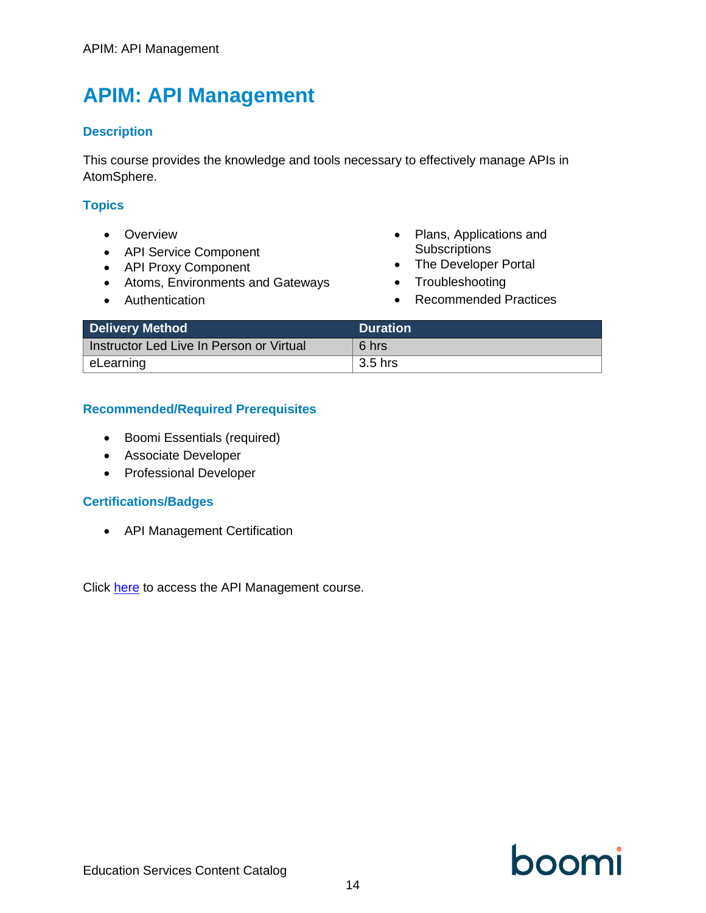# APIM: API Management

### Description

This course provides the knowledge and tools necessary to effectively manage APIs in AtomSphere.

### Topics

- Overview
- API Service Component
- API Proxy Component
- Atoms, Environments and Gateways
- Authentication
- Plans, Applications and Subscriptions
- The Developer Portal
- Troubleshooting
- Recommended Practices

| Delivery Method | Duration |
| --- | --- |
| Instructor Led Live In Person or Virtual | 6 hrs |
| eLearning | 3.5 hrs |

### Recommended/Required Prerequisites

- Boomi Essentials (required)
- Associate Developer
- Professional Developer

### Certifications/Badges

- API Management Certification

Click here to access the API Management course.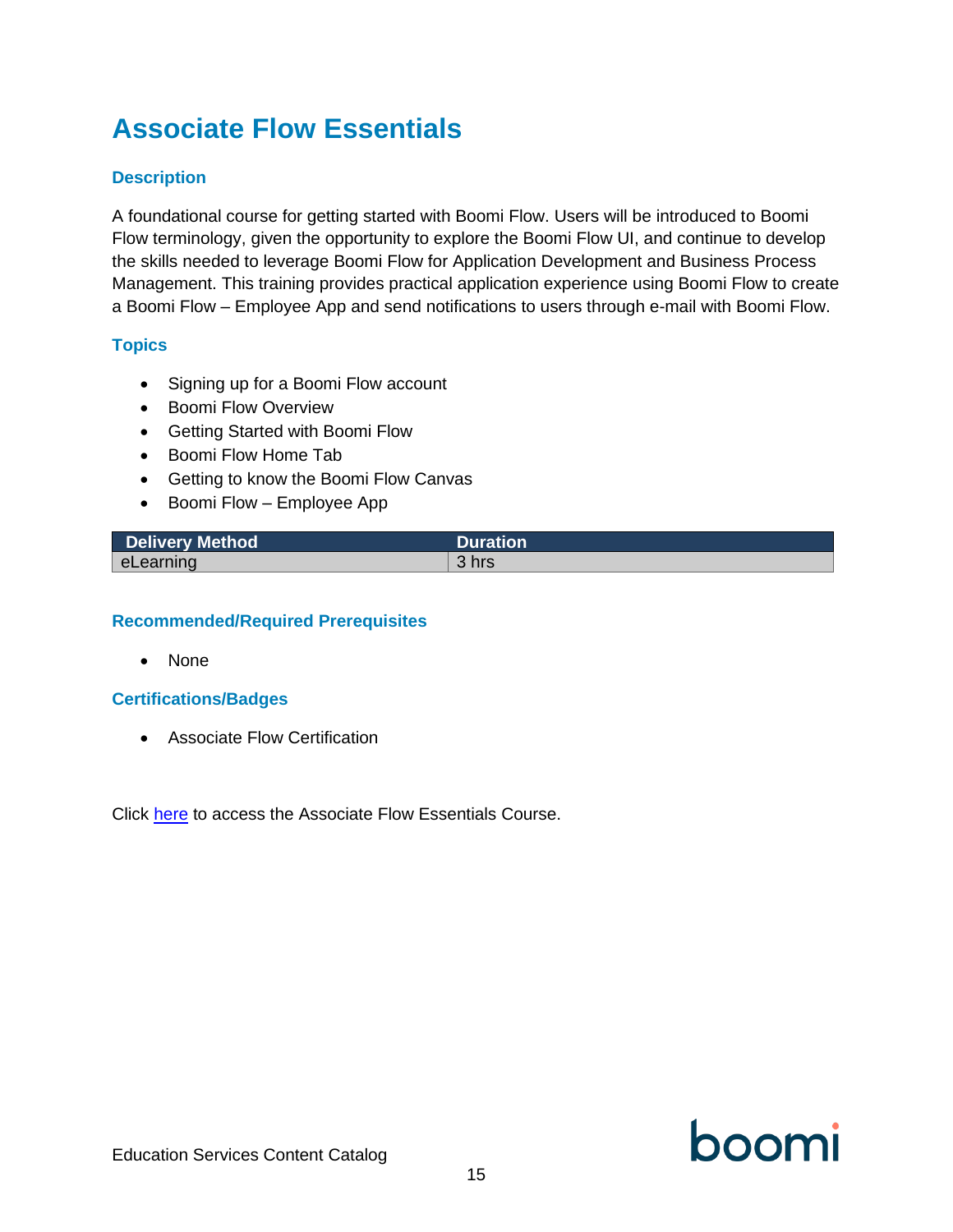# Associate Flow Essentials

## Description

A foundational course for getting started with Boomi Flow. Users will be introduced to Boomi Flow terminology, given the opportunity to explore the Boomi Flow UI, and continue to develop the skills needed to leverage Boomi Flow for Application Development and Business Process Management. This training provides practical application experience using Boomi Flow to create a Boomi Flow – Employee App and send notifications to users through e-mail with Boomi Flow.

## Topics

- Signing up for a Boomi Flow account
- Boomi Flow Overview
- Getting Started with Boomi Flow
- Boomi Flow Home Tab
- Getting to know the Boomi Flow Canvas
- Boomi Flow – Employee App

| Delivery Method | Duration |
| --- | --- |
| eLearning | 3 hrs |

## Recommended/Required Prerequisites

- None

## Certifications/Badges

- Associate Flow Certification

Click here to access the Associate Flow Essentials Course.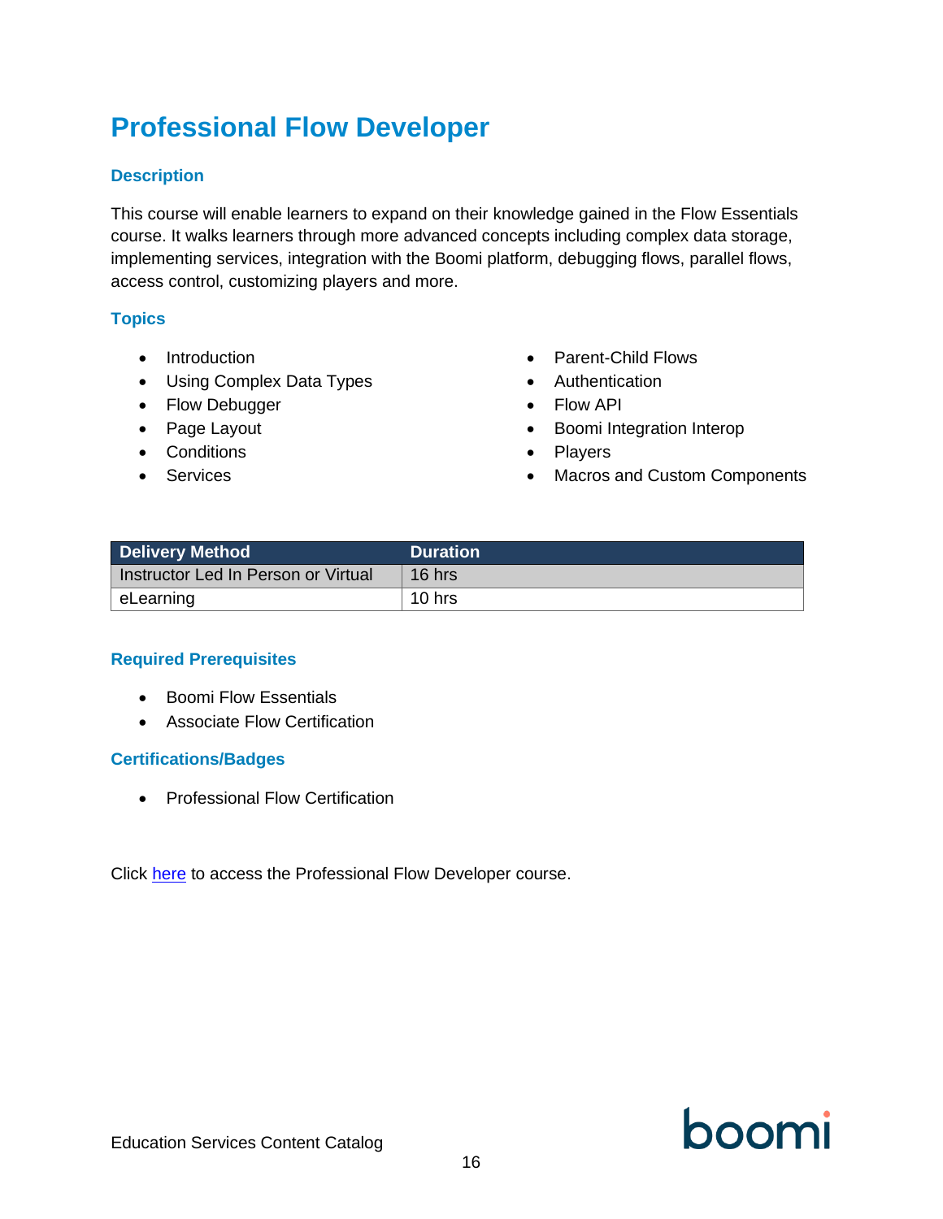# Professional Flow Developer

### Description

This course will enable learners to expand on their knowledge gained in the Flow Essentials course. It walks learners through more advanced concepts including complex data storage, implementing services, integration with the Boomi platform, debugging flows, parallel flows, access control, customizing players and more.

### Topics

- Introduction
- Using Complex Data Types
- Flow Debugger
- Page Layout
- Conditions
- Services
- Parent-Child Flows
- Authentication
- Flow API
- Boomi Integration Interop
- Players
- Macros and Custom Components

| Delivery Method | Duration |
|---|---|
| Instructor Led In Person or Virtual | 16 hrs |
| eLearning | 10 hrs |

### Required Prerequisites

- Boomi Flow Essentials
- Associate Flow Certification

### Certifications/Badges

- Professional Flow Certification

Click here to access the Professional Flow Developer course.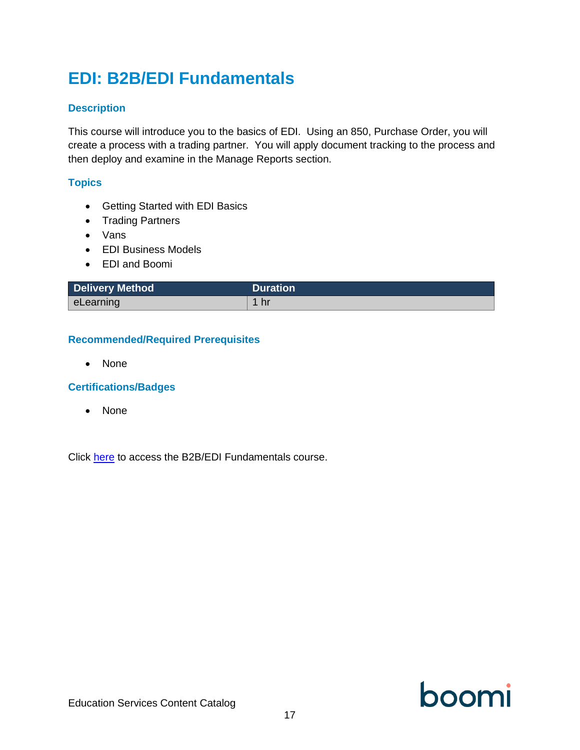# EDI: B2B/EDI Fundamentals

### Description

This course will introduce you to the basics of EDI. Using an 850, Purchase Order, you will create a process with a trading partner. You will apply document tracking to the process and then deploy and examine in the Manage Reports section.

### Topics

- Getting Started with EDI Basics
- Trading Partners
- Vans
- EDI Business Models
- EDI and Boomi

| Delivery Method | Duration |
| --- | --- |
| eLearning | 1 hr |

### Recommended/Required Prerequisites

- None

### Certifications/Badges

- None

Click here to access the B2B/EDI Fundamentals course.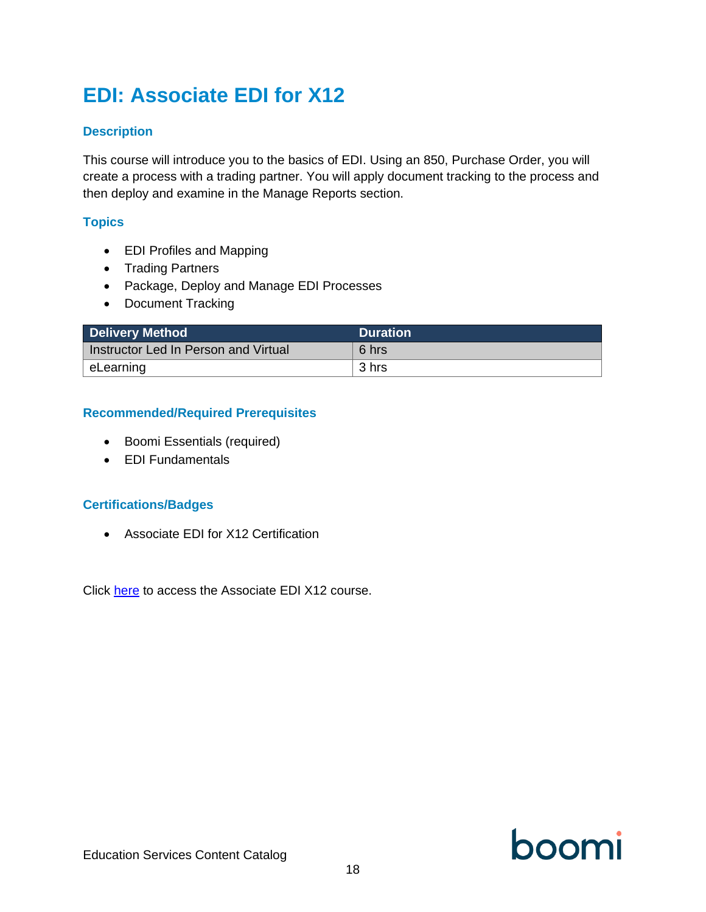# EDI: Associate EDI for X12

### Description

This course will introduce you to the basics of EDI. Using an 850, Purchase Order, you will create a process with a trading partner. You will apply document tracking to the process and then deploy and examine in the Manage Reports section.

### Topics

- EDI Profiles and Mapping
- Trading Partners
- Package, Deploy and Manage EDI Processes
- Document Tracking

| Delivery Method | Duration |
| --- | --- |
| Instructor Led In Person and Virtual | 6 hrs |
| eLearning | 3 hrs |

### Recommended/Required Prerequisites

- Boomi Essentials (required)
- EDI Fundamentals

### Certifications/Badges

- Associate EDI for X12 Certification

Click here to access the Associate EDI X12 course.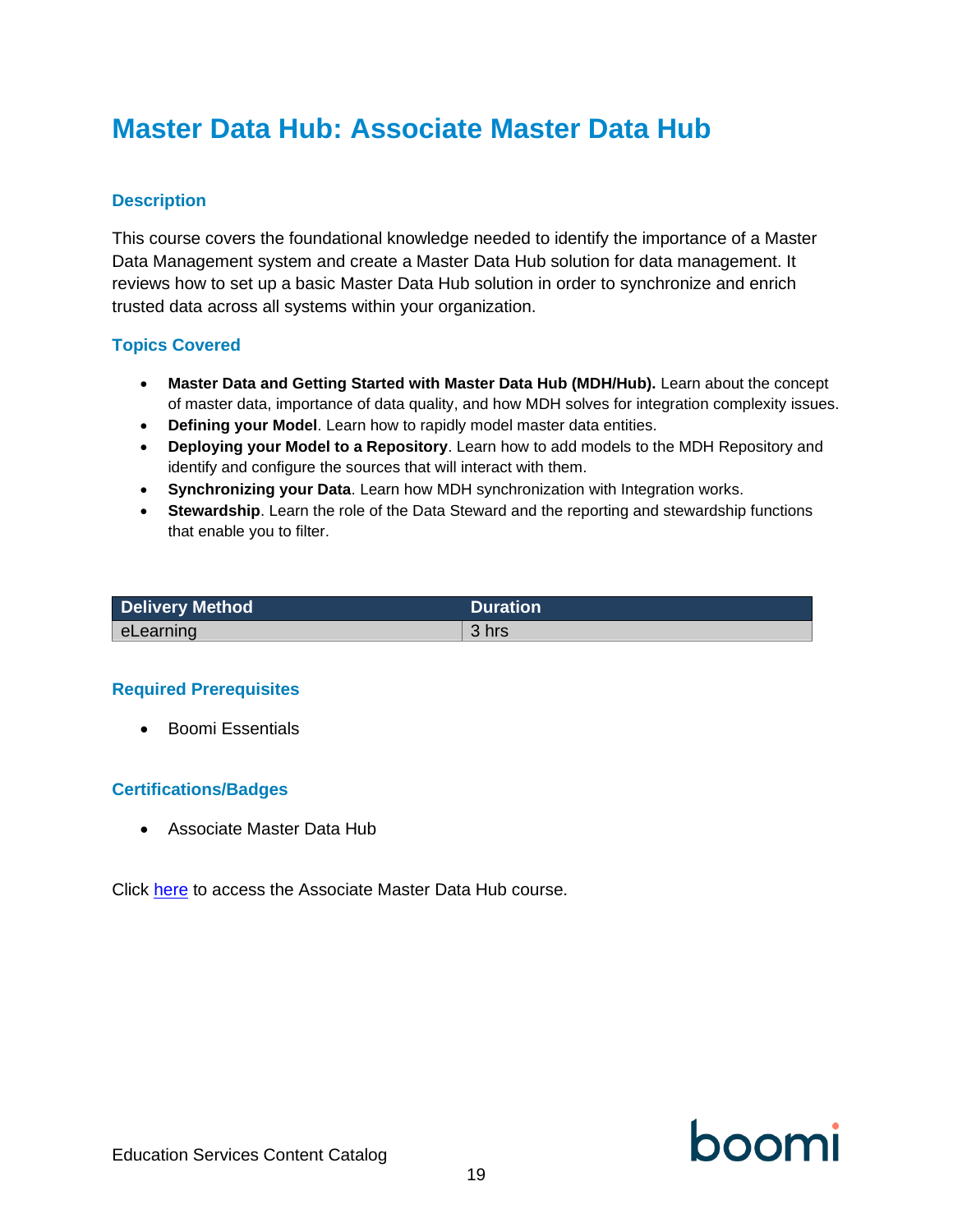# Master Data Hub: Associate Master Data Hub

### Description

This course covers the foundational knowledge needed to identify the importance of a Master Data Management system and create a Master Data Hub solution for data management. It reviews how to set up a basic Master Data Hub solution in order to synchronize and enrich trusted data across all systems within your organization.

### Topics Covered

- **Master Data and Getting Started with Master Data Hub (MDH/Hub).** Learn about the concept of master data, importance of data quality, and how MDH solves for integration complexity issues.
- **Defining your Model**. Learn how to rapidly model master data entities.
- **Deploying your Model to a Repository**. Learn how to add models to the MDH Repository and identify and configure the sources that will interact with them.
- **Synchronizing your Data**. Learn how MDH synchronization with Integration works.
- **Stewardship**. Learn the role of the Data Steward and the reporting and stewardship functions that enable you to filter.

| Delivery Method | Duration |
|---|---|
| eLearning | 3 hrs |

### Required Prerequisites

- Boomi Essentials

### Certifications/Badges

- Associate Master Data Hub

Click here to access the Associate Master Data Hub course.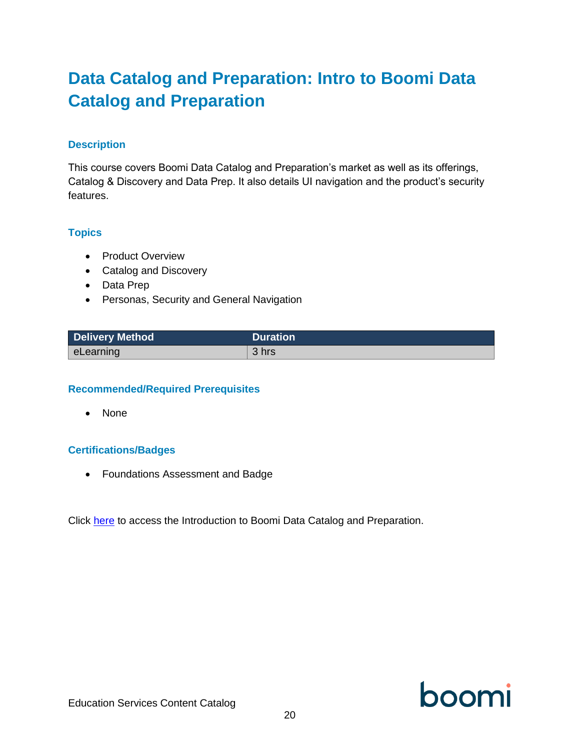# Data Catalog and Preparation: Intro to Boomi Data Catalog and Preparation

### Description

This course covers Boomi Data Catalog and Preparation's market as well as its offerings, Catalog & Discovery and Data Prep. It also details UI navigation and the product's security features.

### Topics

- Product Overview
- Catalog and Discovery
- Data Prep
- Personas, Security and General Navigation

| Delivery Method | Duration |
|---|---|
| eLearning | 3 hrs |

### Recommended/Required Prerequisites

- None

### Certifications/Badges

- Foundations Assessment and Badge

Click here to access the Introduction to Boomi Data Catalog and Preparation.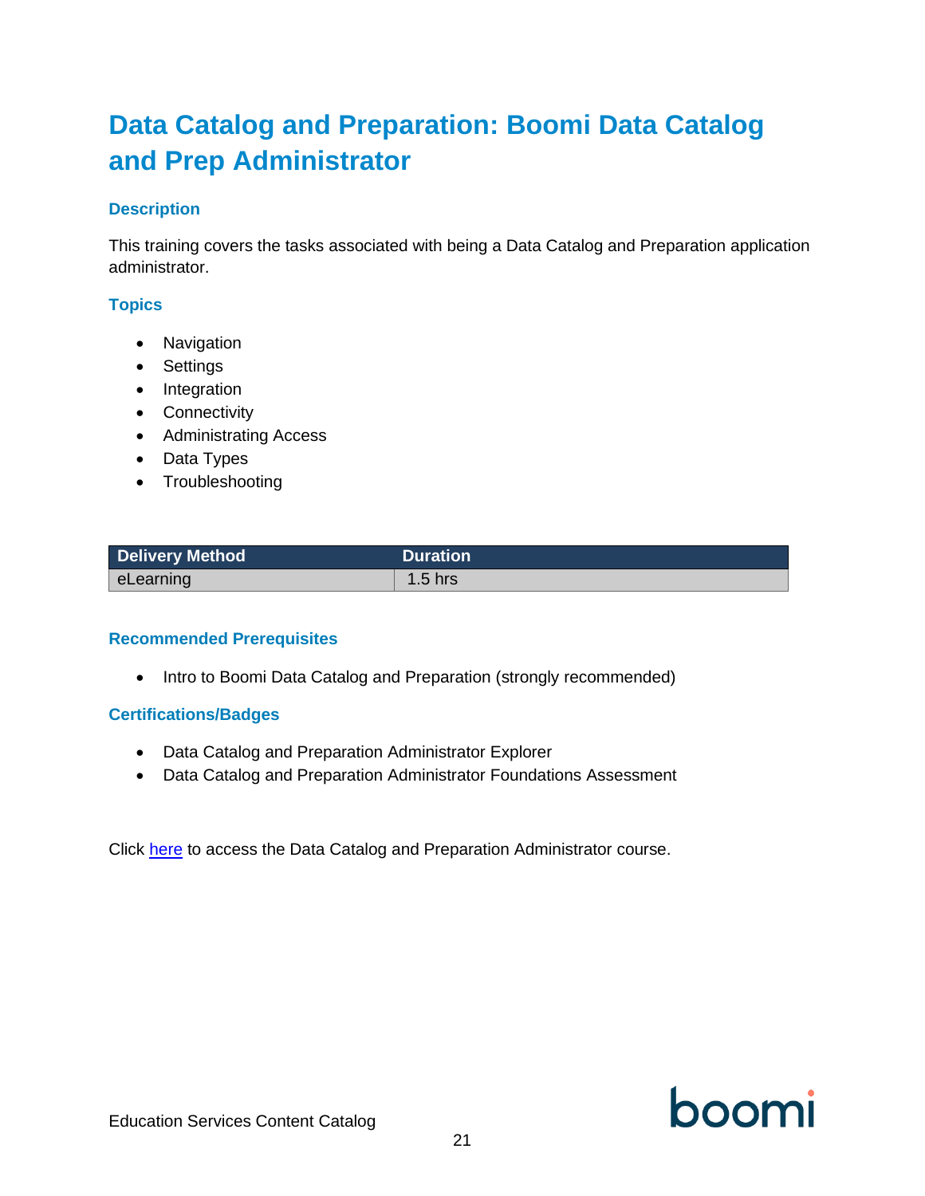# Data Catalog and Preparation: Boomi Data Catalog and Prep Administrator

### Description

This training covers the tasks associated with being a Data Catalog and Preparation application administrator.

### Topics

- Navigation
- Settings
- Integration
- Connectivity
- Administrating Access
- Data Types
- Troubleshooting

| Delivery Method | Duration |
| --- | --- |
| eLearning | 1.5 hrs |

### Recommended Prerequisites

- Intro to Boomi Data Catalog and Preparation (strongly recommended)

### Certifications/Badges

- Data Catalog and Preparation Administrator Explorer
- Data Catalog and Preparation Administrator Foundations Assessment

Click here to access the Data Catalog and Preparation Administrator course.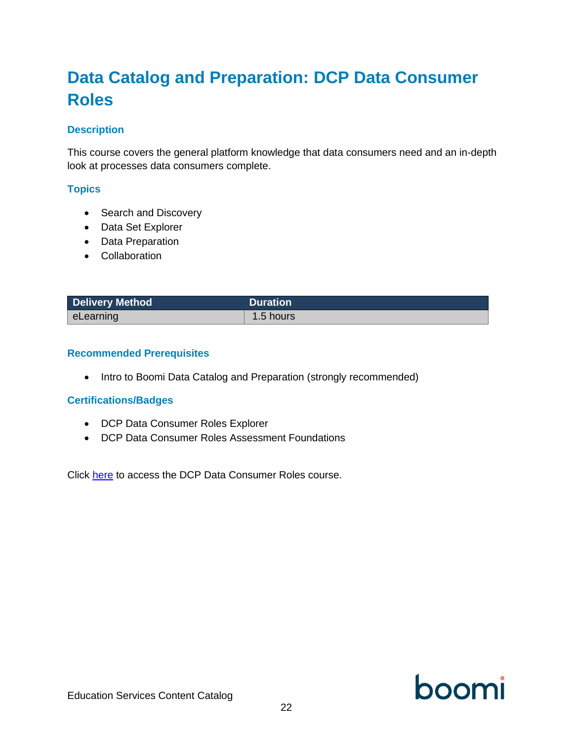# Data Catalog and Preparation: DCP Data Consumer Roles

## Description

This course covers the general platform knowledge that data consumers need and an in-depth look at processes data consumers complete.

## Topics

- Search and Discovery
- Data Set Explorer
- Data Preparation
- Collaboration

| Delivery Method | Duration |
| --- | --- |
| eLearning | 1.5 hours |

## Recommended Prerequisites

- Intro to Boomi Data Catalog and Preparation (strongly recommended)

## Certifications/Badges

- DCP Data Consumer Roles Explorer
- DCP Data Consumer Roles Assessment Foundations

Click here to access the DCP Data Consumer Roles course.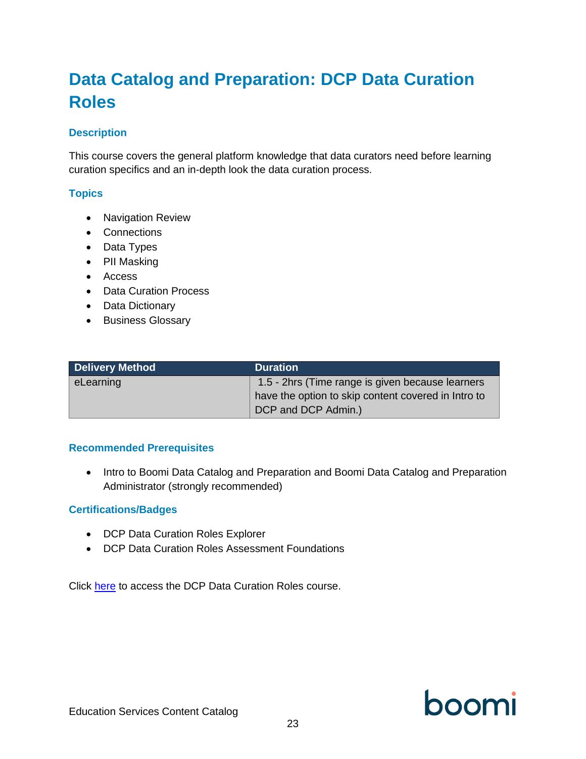# Data Catalog and Preparation: DCP Data Curation Roles

## Description

This course covers the general platform knowledge that data curators need before learning curation specifics and an in-depth look the data curation process.

## Topics

- Navigation Review
- Connections
- Data Types
- PII Masking
- Access
- Data Curation Process
- Data Dictionary
- Business Glossary

| Delivery Method | Duration |
|---|---|
| eLearning | 1.5 - 2hrs (Time range is given because learners have the option to skip content covered in Intro to DCP and DCP Admin.) |

## Recommended Prerequisites

- Intro to Boomi Data Catalog and Preparation and Boomi Data Catalog and Preparation Administrator (strongly recommended)

## Certifications/Badges

- DCP Data Curation Roles Explorer
- DCP Data Curation Roles Assessment Foundations

Click here to access the DCP Data Curation Roles course.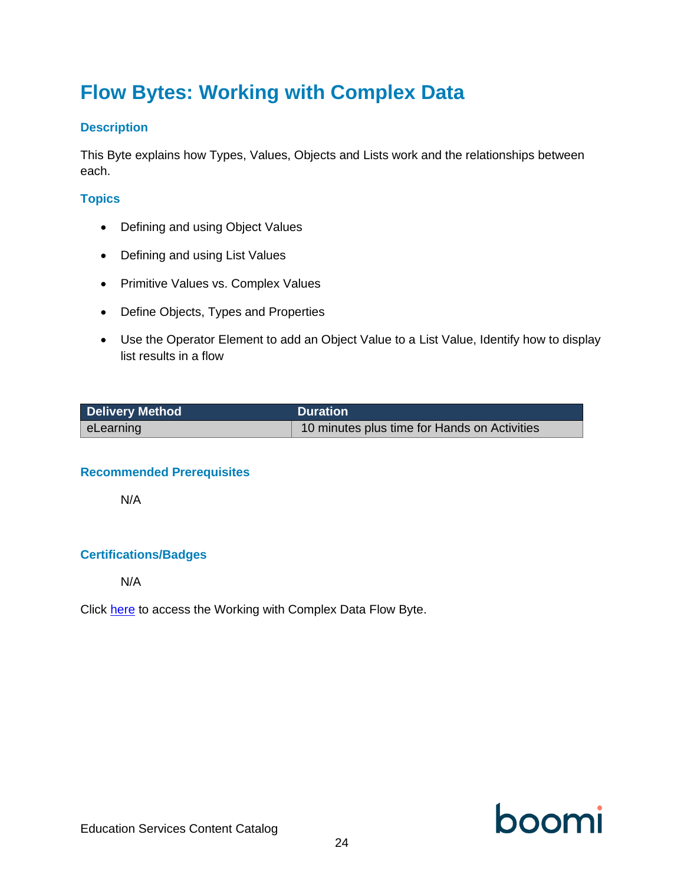# Flow Bytes: Working with Complex Data

### Description

This Byte explains how Types, Values, Objects and Lists work and the relationships between each.

### Topics

- Defining and using Object Values
- Defining and using List Values
- Primitive Values vs. Complex Values
- Define Objects, Types and Properties
- Use the Operator Element to add an Object Value to a List Value, Identify how to display list results in a flow

| Delivery Method | Duration |
| --- | --- |
| eLearning | 10 minutes plus time for Hands on Activities |

### Recommended Prerequisites

N/A

### Certifications/Badges

N/A

Click here to access the Working with Complex Data Flow Byte.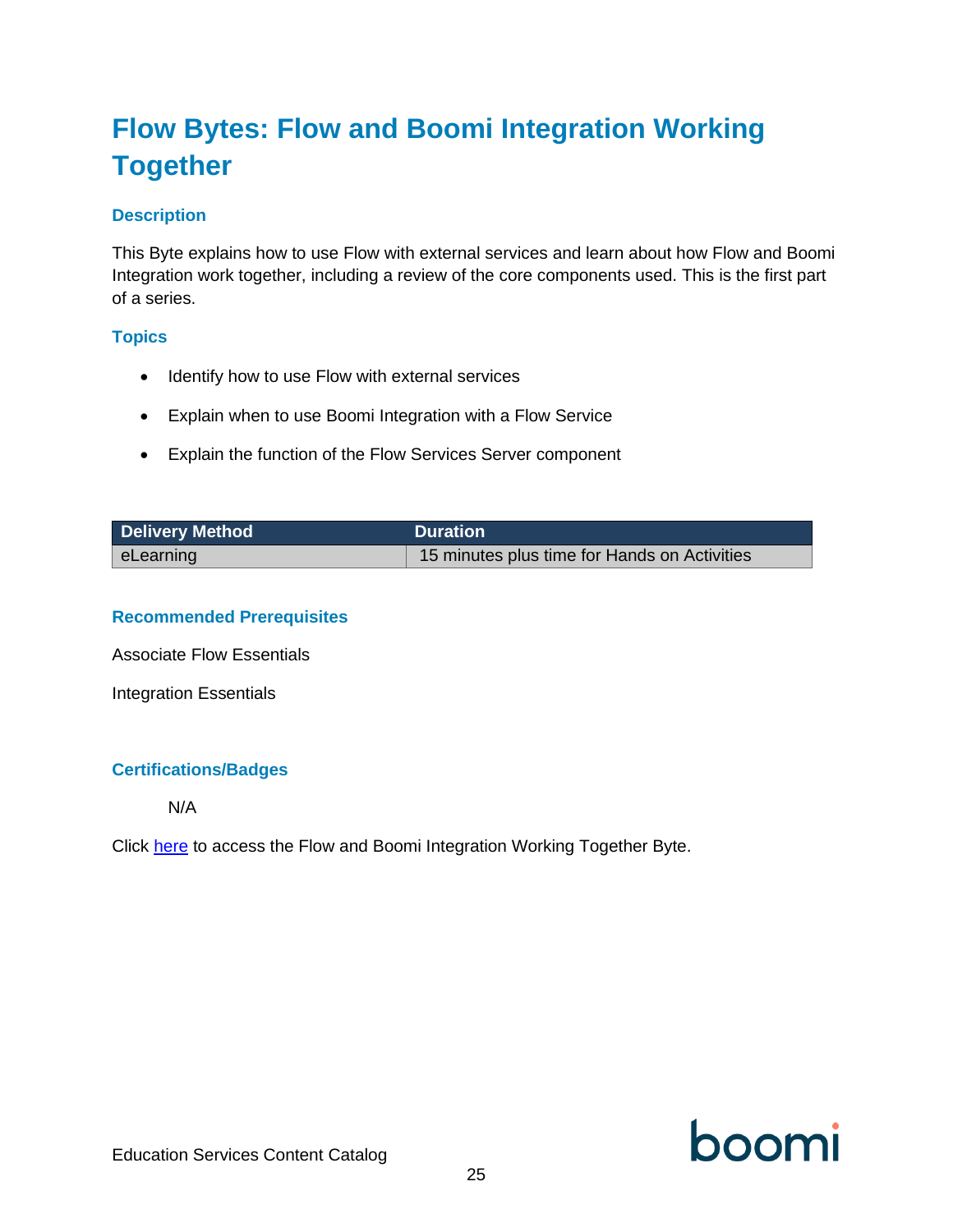# Flow Bytes: Flow and Boomi Integration Working Together

### Description

This Byte explains how to use Flow with external services and learn about how Flow and Boomi Integration work together, including a review of the core components used. This is the first part of a series.

### Topics

- Identify how to use Flow with external services
- Explain when to use Boomi Integration with a Flow Service
- Explain the function of the Flow Services Server component

| Delivery Method | Duration |
|---|---|
| eLearning | 15 minutes plus time for Hands on Activities |

### Recommended Prerequisites

Associate Flow Essentials

Integration Essentials

### Certifications/Badges

N/A

Click here to access the Flow and Boomi Integration Working Together Byte.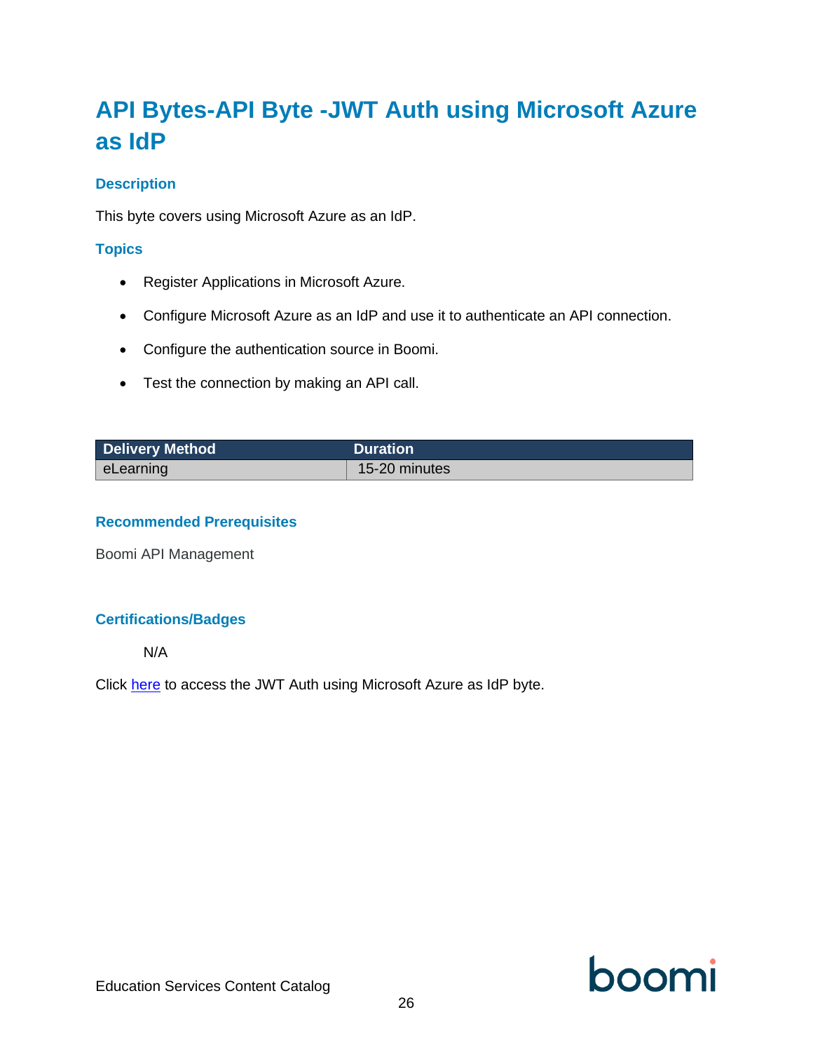# API Bytes-API Byte -JWT Auth using Microsoft Azure as IdP

## Description

This byte covers using Microsoft Azure as an IdP.

## Topics

- Register Applications in Microsoft Azure.
- Configure Microsoft Azure as an IdP and use it to authenticate an API connection.
- Configure the authentication source in Boomi.
- Test the connection by making an API call.

| Delivery Method | Duration |
|---|---|
| eLearning | 15-20 minutes |

## Recommended Prerequisites

Boomi API Management

## Certifications/Badges

N/A

Click here to access the JWT Auth using Microsoft Azure as IdP byte.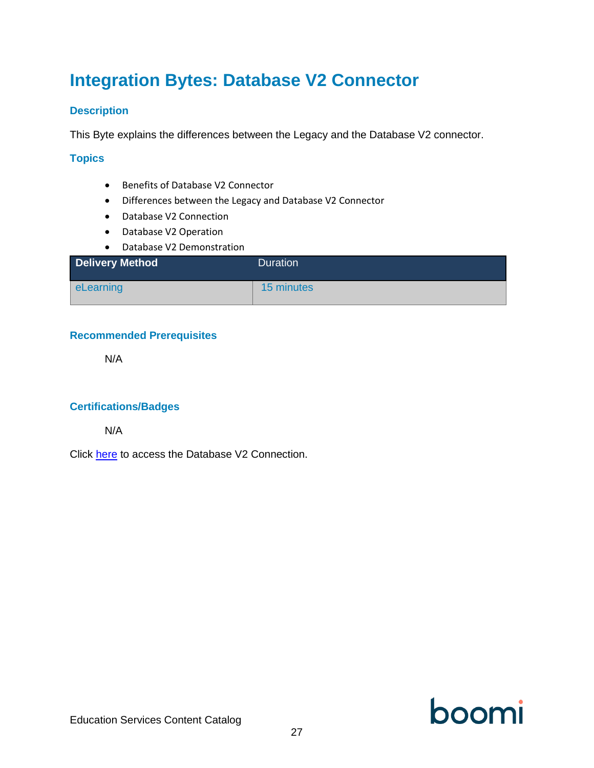# Integration Bytes: Database V2 Connector

### Description

This Byte explains the differences between the Legacy and the Database V2 connector.

### Topics

- Benefits of Database V2 Connector
- Differences between the Legacy and Database V2 Connector
- Database V2 Connection
- Database V2 Operation
- Database V2 Demonstration

| Delivery Method | Duration |
|---|---|
| eLearning | 15 minutes |

### Recommended Prerequisites

N/A

### Certifications/Badges

N/A

Click here to access the Database V2 Connection.